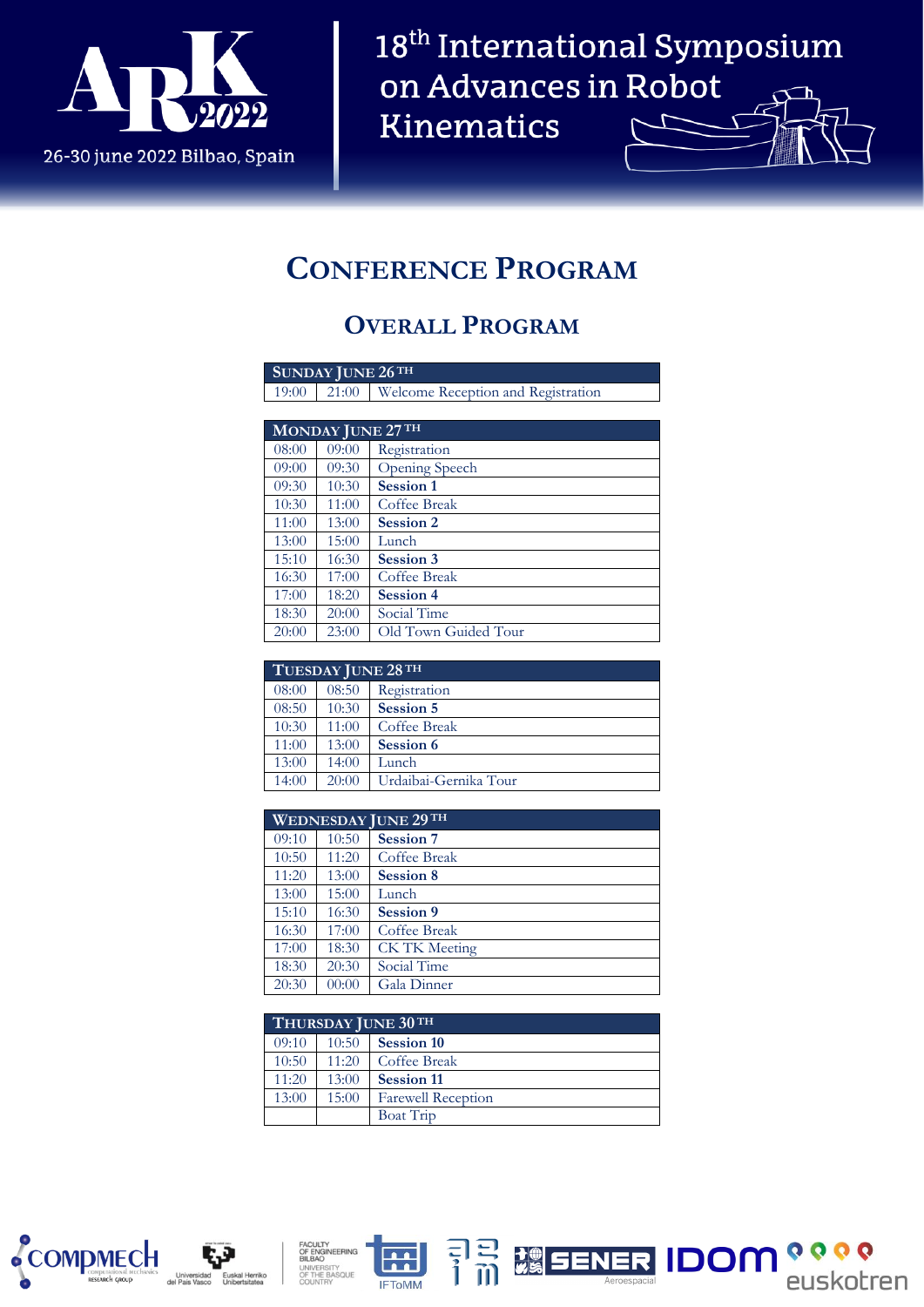ARK 2022

26-30 june 2022 Bilbao, Spain

18th International Symposium on Advances in Robot Kinematics

# Conference Program

## Overall Program

| Sunday June 26th | | |
|---|---|---|
| 19:00 | 21:00 | Welcome Reception and Registration |

| Monday June 27th | | |
|---|---|---|
| 08:00 | 09:00 | Registration |
| 09:00 | 09:30 | Opening Speech |
| 09:30 | 10:30 | **Session 1** |
| 10:30 | 11:00 | Coffee Break |
| 11:00 | 13:00 | **Session 2** |
| 13:00 | 15:00 | Lunch |
| 15:10 | 16:30 | **Session 3** |
| 16:30 | 17:00 | Coffee Break |
| 17:00 | 18:20 | **Session 4** |
| 18:30 | 20:00 | Social Time |
| 20:00 | 23:00 | Old Town Guided Tour |

| Tuesday June 28th | | |
|---|---|---|
| 08:00 | 08:50 | Registration |
| 08:50 | 10:30 | **Session 5** |
| 10:30 | 11:00 | Coffee Break |
| 11:00 | 13:00 | **Session 6** |
| 13:00 | 14:00 | Lunch |
| 14:00 | 20:00 | Urdaibai-Gernika Tour |

| Wednesday June 29th | | |
|---|---|---|
| 09:10 | 10:50 | **Session 7** |
| 10:50 | 11:20 | Coffee Break |
| 11:20 | 13:00 | **Session 8** |
| 13:00 | 15:00 | Lunch |
| 15:10 | 16:30 | **Session 9** |
| 16:30 | 17:00 | Coffee Break |
| 17:00 | 18:30 | CK TK Meeting |
| 18:30 | 20:30 | Social Time |
| 20:30 | 00:00 | Gala Dinner |

| Thursday June 30th | | |
|---|---|---|
| 09:10 | 10:50 | **Session 10** |
| 10:50 | 11:20 | Coffee Break |
| 11:20 | 13:00 | **Session 11** |
| 13:00 | 15:00 | Farewell Reception |
| | | Boat Trip |

COMPMECH computational mechanics research group · Universidad del País Vasco / Euskal Herriko Unibertsitatea · Faculty of Engineering Bilbao, University of the Basque Country · IFToMM · SENER Aeroespacial · IDOM · euskotren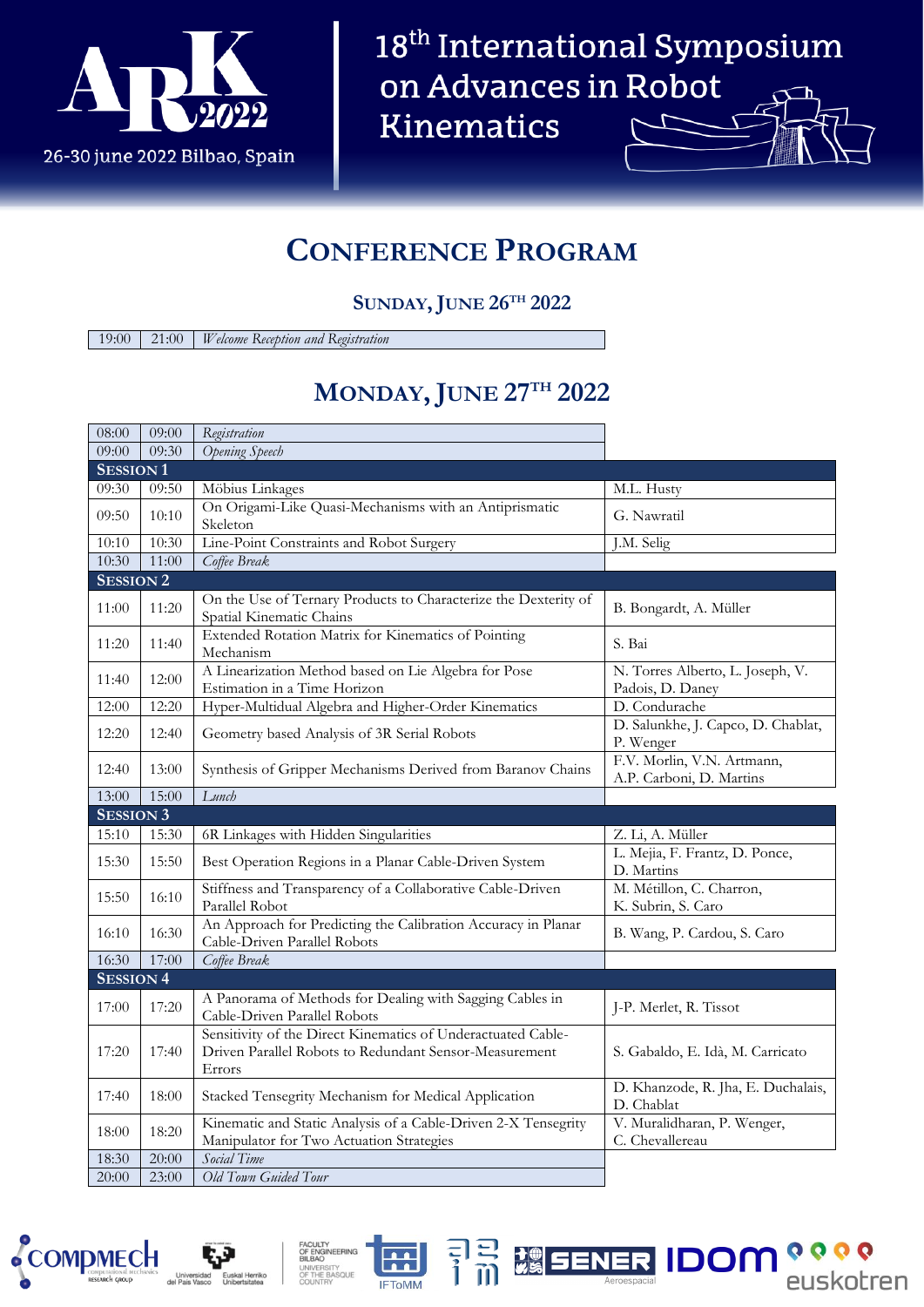# ARK 2022

26-30 june 2022 Bilbao, Spain

# 18th International Symposium on Advances in Robot Kinematics

## CONFERENCE PROGRAM

### SUNDAY, JUNE 26TH 2022

| | | |
|---|---|---|
| 19:00 | 21:00 | *Welcome Reception and Registration* |

### MONDAY, JUNE 27TH 2022

| Start | End | Title | Authors |
|---|---|---|---|
| 08:00 | 09:00 | *Registration* | |
| 09:00 | 09:30 | *Opening Speech* | |
| **SESSION 1** | | | |
| 09:30 | 09:50 | Möbius Linkages | M.L. Husty |
| 09:50 | 10:10 | On Origami-Like Quasi-Mechanisms with an Antiprismatic Skeleton | G. Nawratil |
| 10:10 | 10:30 | Line-Point Constraints and Robot Surgery | J.M. Selig |
| 10:30 | 11:00 | *Coffee Break* | |
| **SESSION 2** | | | |
| 11:00 | 11:20 | On the Use of Ternary Products to Characterize the Dexterity of Spatial Kinematic Chains | B. Bongardt, A. Müller |
| 11:20 | 11:40 | Extended Rotation Matrix for Kinematics of Pointing Mechanism | S. Bai |
| 11:40 | 12:00 | A Linearization Method based on Lie Algebra for Pose Estimation in a Time Horizon | N. Torres Alberto, L. Joseph, V. Padois, D. Daney |
| 12:00 | 12:20 | Hyper-Multidual Algebra and Higher-Order Kinematics | D. Condurache |
| 12:20 | 12:40 | Geometry based Analysis of 3R Serial Robots | D. Salunkhe, J. Capco, D. Chablat, P. Wenger |
| 12:40 | 13:00 | Synthesis of Gripper Mechanisms Derived from Baranov Chains | F.V. Morlin, V.N. Artmann, A.P. Carboni, D. Martins |
| 13:00 | 15:00 | *Lunch* | |
| **SESSION 3** | | | |
| 15:10 | 15:30 | 6R Linkages with Hidden Singularities | Z. Li, A. Müller |
| 15:30 | 15:50 | Best Operation Regions in a Planar Cable-Driven System | L. Mejia, F. Frantz, D. Ponce, D. Martins |
| 15:50 | 16:10 | Stiffness and Transparency of a Collaborative Cable-Driven Parallel Robot | M. Métillon, C. Charron, K. Subrin, S. Caro |
| 16:10 | 16:30 | An Approach for Predicting the Calibration Accuracy in Planar Cable-Driven Parallel Robots | B. Wang, P. Cardou, S. Caro |
| 16:30 | 17:00 | *Coffee Break* | |
| **SESSION 4** | | | |
| 17:00 | 17:20 | A Panorama of Methods for Dealing with Sagging Cables in Cable-Driven Parallel Robots | J-P. Merlet, R. Tissot |
| 17:20 | 17:40 | Sensitivity of the Direct Kinematics of Underactuated Cable-Driven Parallel Robots to Redundant Sensor-Measurement Errors | S. Gabaldo, E. Idà, M. Carricato |
| 17:40 | 18:00 | Stacked Tensegrity Mechanism for Medical Application | D. Khanzode, R. Jha, E. Duchalais, D. Chablat |
| 18:00 | 18:20 | Kinematic and Static Analysis of a Cable-Driven 2-X Tensegrity Manipulator for Two Actuation Strategies | V. Muralidharan, P. Wenger, C. Chevallereau |
| 18:30 | 20:00 | *Social Time* | |
| 20:00 | 23:00 | *Old Town Guided Tour* | |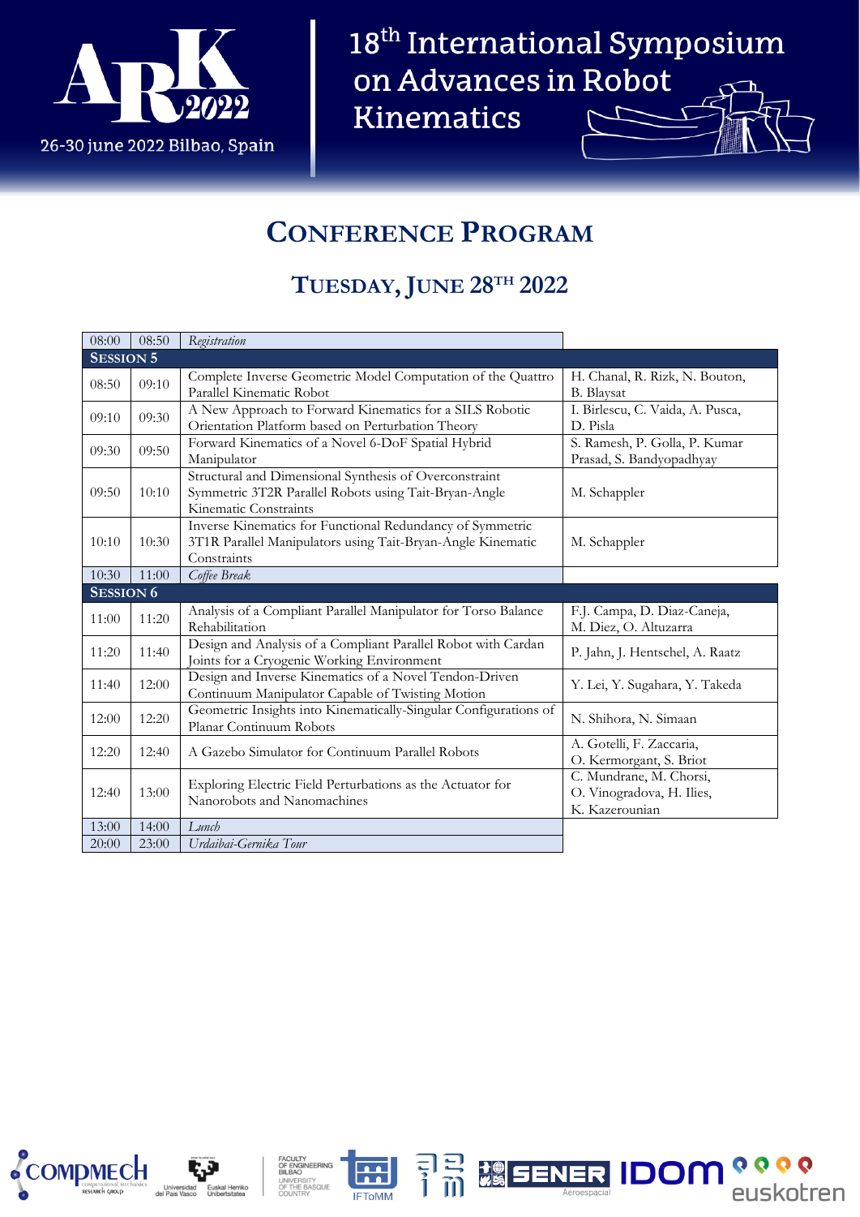# Conference Program

## Tuesday, June 28th 2022

| Start | End | Title | Authors |
|---|---|---|---|
| 08:00 | 08:50 | *Registration* | |
| **Session 5** | | | |
| 08:50 | 09:10 | Complete Inverse Geometric Model Computation of the Quattro Parallel Kinematic Robot | H. Chanal, R. Rizk, N. Bouton, B. Blaysat |
| 09:10 | 09:30 | A New Approach to Forward Kinematics for a SILS Robotic Orientation Platform based on Perturbation Theory | I. Birlescu, C. Vaida, A. Pusca, D. Pisla |
| 09:30 | 09:50 | Forward Kinematics of a Novel 6-DoF Spatial Hybrid Manipulator | S. Ramesh, P. Golla, P. Kumar Prasad, S. Bandyopadhyay |
| 09:50 | 10:10 | Structural and Dimensional Synthesis of Overconstraint Symmetric 3T2R Parallel Robots using Tait-Bryan-Angle Kinematic Constraints | M. Schappler |
| 10:10 | 10:30 | Inverse Kinematics for Functional Redundancy of Symmetric 3T1R Parallel Manipulators using Tait-Bryan-Angle Kinematic Constraints | M. Schappler |
| 10:30 | 11:00 | *Coffee Break* | |
| **Session 6** | | | |
| 11:00 | 11:20 | Analysis of a Compliant Parallel Manipulator for Torso Balance Rehabilitation | F.J. Campa, D. Diaz-Caneja, M. Diez, O. Altuzarra |
| 11:20 | 11:40 | Design and Analysis of a Compliant Parallel Robot with Cardan Joints for a Cryogenic Working Environment | P. Jahn, J. Hentschel, A. Raatz |
| 11:40 | 12:00 | Design and Inverse Kinematics of a Novel Tendon-Driven Continuum Manipulator Capable of Twisting Motion | Y. Lei, Y. Sugahara, Y. Takeda |
| 12:00 | 12:20 | Geometric Insights into Kinematically-Singular Configurations of Planar Continuum Robots | N. Shihora, N. Simaan |
| 12:20 | 12:40 | A Gazebo Simulator for Continuum Parallel Robots | A. Gotelli, F. Zaccaria, O. Kermorgant, S. Briot |
| 12:40 | 13:00 | Exploring Electric Field Perturbations as the Actuator for Nanorobots and Nanomachines | C. Mundrane, M. Chorsi, O. Vinogradova, H. Ilies, K. Kazerounian |
| 13:00 | 14:00 | *Lunch* | |
| 20:00 | 23:00 | *Urdaibai-Gernika Tour* | |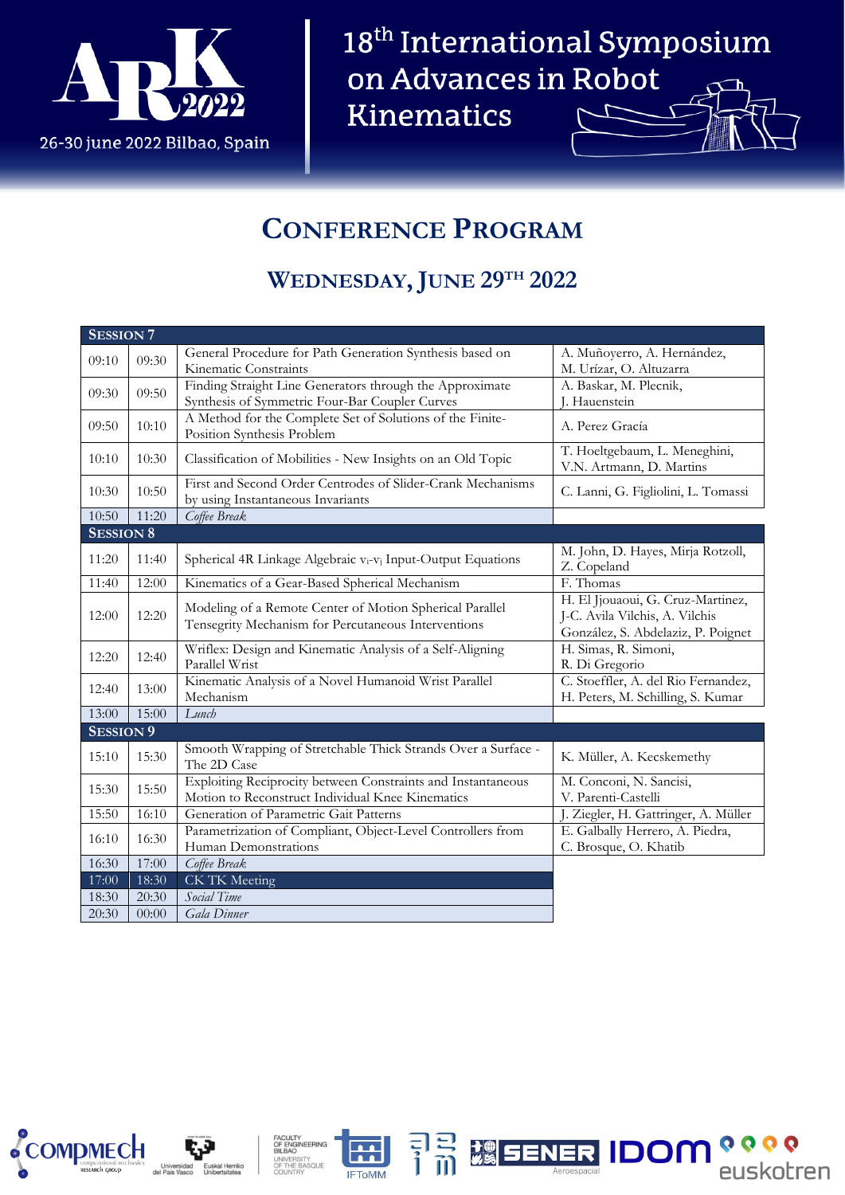18th International Symposium on Advances in Robot Kinematics

26-30 june 2022 Bilbao, Spain

# Conference Program

## Wednesday, June 29th 2022

| Session 7 | | | |
|---|---|---|---|
| 09:10 | 09:30 | General Procedure for Path Generation Synthesis based on Kinematic Constraints | A. Muñoyerro, A. Hernández, M. Urízar, O. Altuzarra |
| 09:30 | 09:50 | Finding Straight Line Generators through the Approximate Synthesis of Symmetric Four-Bar Coupler Curves | A. Baskar, M. Plecnik, J. Hauenstein |
| 09:50 | 10:10 | A Method for the Complete Set of Solutions of the Finite-Position Synthesis Problem | A. Perez Gracía |
| 10:10 | 10:30 | Classification of Mobilities - New Insights on an Old Topic | T. Hoeltgebaum, L. Meneghini, V.N. Artmann, D. Martins |
| 10:30 | 10:50 | First and Second Order Centrodes of Slider-Crank Mechanisms by using Instantaneous Invariants | C. Lanni, G. Figliolini, L. Tomassi |
| 10:50 | 11:20 | *Coffee Break* | |
| **Session 8** | | | |
| 11:20 | 11:40 | Spherical 4R Linkage Algebraic $v_i$-$v_j$ Input-Output Equations | M. John, D. Hayes, Mirja Rotzoll, Z. Copeland |
| 11:40 | 12:00 | Kinematics of a Gear-Based Spherical Mechanism | F. Thomas |
| 12:00 | 12:20 | Modeling of a Remote Center of Motion Spherical Parallel Tensegrity Mechanism for Percutaneous Interventions | H. El Jjouaoui, G. Cruz-Martinez, J-C. Avila Vilchis, A. Vilchis González, S. Abdelaziz, P. Poignet |
| 12:20 | 12:40 | Wriflex: Design and Kinematic Analysis of a Self-Aligning Parallel Wrist | H. Simas, R. Simoni, R. Di Gregorio |
| 12:40 | 13:00 | Kinematic Analysis of a Novel Humanoid Wrist Parallel Mechanism | C. Stoeffler, A. del Rio Fernandez, H. Peters, M. Schilling, S. Kumar |
| 13:00 | 15:00 | *Lunch* | |
| **Session 9** | | | |
| 15:10 | 15:30 | Smooth Wrapping of Stretchable Thick Strands Over a Surface - The 2D Case | K. Müller, A. Kecskemethy |
| 15:30 | 15:50 | Exploiting Reciprocity between Constraints and Instantaneous Motion to Reconstruct Individual Knee Kinematics | M. Conconi, N. Sancisi, V. Parenti-Castelli |
| 15:50 | 16:10 | Generation of Parametric Gait Patterns | J. Ziegler, H. Gattringer, A. Müller |
| 16:10 | 16:30 | Parametrization of Compliant, Object-Level Controllers from Human Demonstrations | E. Galbally Herrero, A. Piedra, C. Brosque, O. Khatib |
| 16:30 | 17:00 | *Coffee Break* | |
| 17:00 | 18:30 | CK TK Meeting | |
| 18:30 | 20:30 | *Social Time* | |
| 20:30 | 00:00 | *Gala Dinner* | |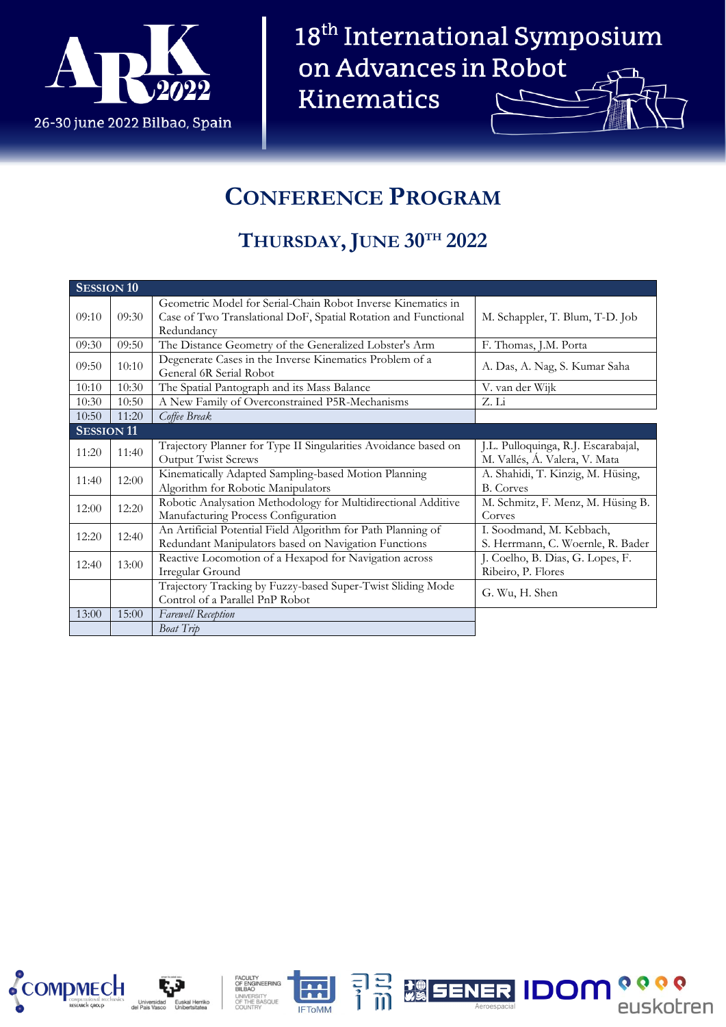# 18th International Symposium on Advances in Robot Kinematics

ARK 2022

26-30 june 2022 Bilbao, Spain

## CONFERENCE PROGRAM

### THURSDAY, JUNE 30TH 2022

| | | | |
|---|---|---|---|
| **SESSION 10** | | | |
| 09:10 | 09:30 | Geometric Model for Serial-Chain Robot Inverse Kinematics in Case of Two Translational DoF, Spatial Rotation and Functional Redundancy | M. Schappler, T. Blum, T-D. Job |
| 09:30 | 09:50 | The Distance Geometry of the Generalized Lobster's Arm | F. Thomas, J.M. Porta |
| 09:50 | 10:10 | Degenerate Cases in the Inverse Kinematics Problem of a General 6R Serial Robot | A. Das, A. Nag, S. Kumar Saha |
| 10:10 | 10:30 | The Spatial Pantograph and its Mass Balance | V. van der Wijk |
| 10:30 | 10:50 | A New Family of Overconstrained P5R-Mechanisms | Z. Li |
| 10:50 | 11:20 | *Coffee Break* | |
| **SESSION 11** | | | |
| 11:20 | 11:40 | Trajectory Planner for Type II Singularities Avoidance based on Output Twist Screws | J.L. Pulloquinga, R.J. Escarabajal, M. Vallés, Á. Valera, V. Mata |
| 11:40 | 12:00 | Kinematically Adapted Sampling-based Motion Planning Algorithm for Robotic Manipulators | A. Shahidi, T. Kinzig, M. Hüsing, B. Corves |
| 12:00 | 12:20 | Robotic Analysation Methodology for Multidirectional Additive Manufacturing Process Configuration | M. Schmitz, F. Menz, M. Hüsing B. Corves |
| 12:20 | 12:40 | An Artificial Potential Field Algorithm for Path Planning of Redundant Manipulators based on Navigation Functions | I. Soodmand, M. Kebbach, S. Herrmann, C. Woernle, R. Bader |
| 12:40 | 13:00 | Reactive Locomotion of a Hexapod for Navigation across Irregular Ground | J. Coelho, B. Dias, G. Lopes, F. Ribeiro, P. Flores |
| | | Trajectory Tracking by Fuzzy-based Super-Twist Sliding Mode Control of a Parallel PnP Robot | G. Wu, H. Shen |
| 13:00 | 15:00 | *Farewell Reception* | |
| | | *Boat Trip* | |